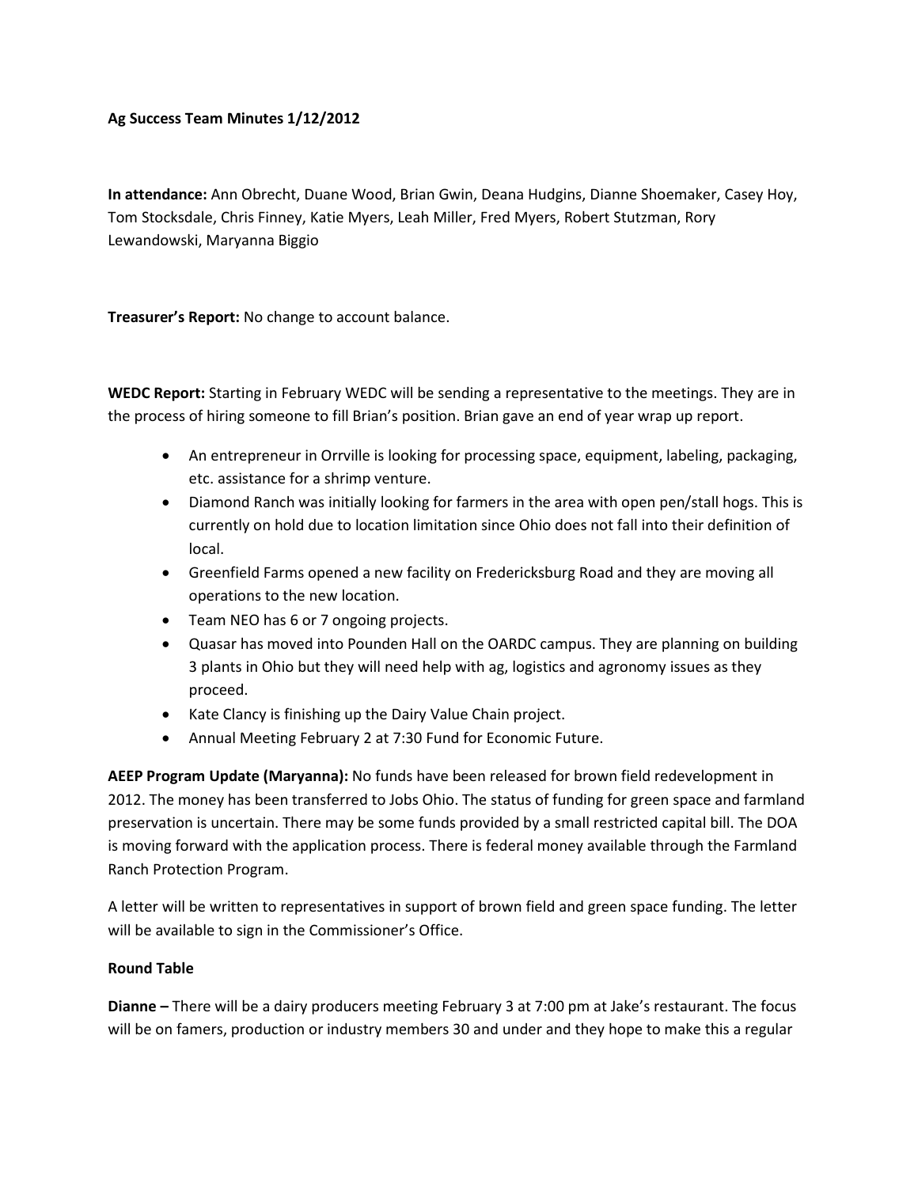**Ag Success Team Minutes 1/12/2012**

**In attendance:** Ann Obrecht, Duane Wood, Brian Gwin, Deana Hudgins, Dianne Shoemaker, Casey Hoy, Tom Stocksdale, Chris Finney, Katie Myers, Leah Miller, Fred Myers, Robert Stutzman, Rory Lewandowski, Maryanna Biggio

**Treasurer's Report:** No change to account balance.

**WEDC Report:** Starting in February WEDC will be sending a representative to the meetings. They are in the process of hiring someone to fill Brian's position. Brian gave an end of year wrap up report.

- An entrepreneur in Orrville is looking for processing space, equipment, labeling, packaging, etc. assistance for a shrimp venture.
- Diamond Ranch was initially looking for farmers in the area with open pen/stall hogs. This is currently on hold due to location limitation since Ohio does not fall into their definition of local.
- Greenfield Farms opened a new facility on Fredericksburg Road and they are moving all operations to the new location.
- Team NEO has 6 or 7 ongoing projects.
- Quasar has moved into Pounden Hall on the OARDC campus. They are planning on building 3 plants in Ohio but they will need help with ag, logistics and agronomy issues as they proceed.
- Kate Clancy is finishing up the Dairy Value Chain project.
- Annual Meeting February 2 at 7:30 Fund for Economic Future.

**AEEP Program Update (Maryanna):** No funds have been released for brown field redevelopment in 2012. The money has been transferred to Jobs Ohio. The status of funding for green space and farmland preservation is uncertain. There may be some funds provided by a small restricted capital bill. The DOA is moving forward with the application process. There is federal money available through the Farmland Ranch Protection Program.

A letter will be written to representatives in support of brown field and green space funding. The letter will be available to sign in the Commissioner's Office.

**Round Table**

**Dianne –** There will be a dairy producers meeting February 3 at 7:00 pm at Jake's restaurant. The focus will be on famers, production or industry members 30 and under and they hope to make this a regular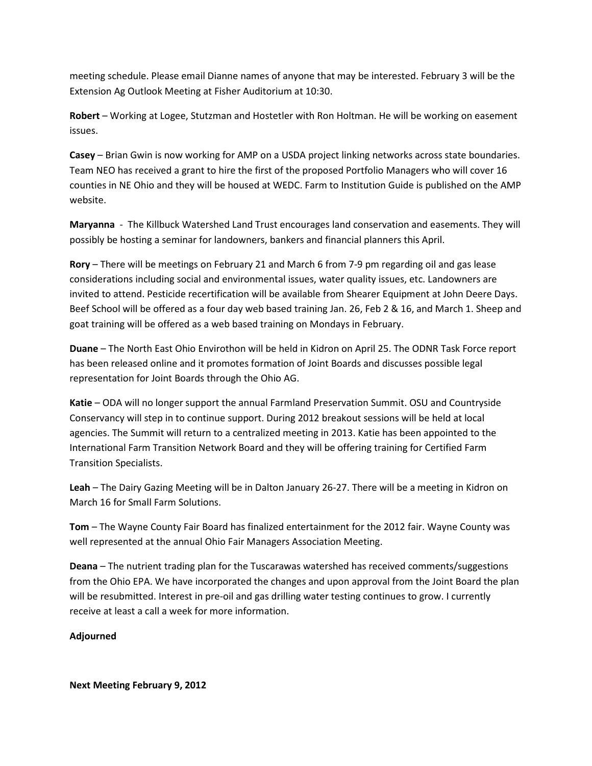meeting schedule. Please email Dianne names of anyone that may be interested. February 3 will be the Extension Ag Outlook Meeting at Fisher Auditorium at 10:30.

**Robert** – Working at Logee, Stutzman and Hostetler with Ron Holtman. He will be working on easement issues.

**Casey** – Brian Gwin is now working for AMP on a USDA project linking networks across state boundaries. Team NEO has received a grant to hire the first of the proposed Portfolio Managers who will cover 16 counties in NE Ohio and they will be housed at WEDC. Farm to Institution Guide is published on the AMP website.

**Maryanna** - The Killbuck Watershed Land Trust encourages land conservation and easements. They will possibly be hosting a seminar for landowners, bankers and financial planners this April.

**Rory** – There will be meetings on February 21 and March 6 from 7-9 pm regarding oil and gas lease considerations including social and environmental issues, water quality issues, etc. Landowners are invited to attend. Pesticide recertification will be available from Shearer Equipment at John Deere Days. Beef School will be offered as a four day web based training Jan. 26, Feb 2 & 16, and March 1. Sheep and goat training will be offered as a web based training on Mondays in February.

**Duane** – The North East Ohio Envirothon will be held in Kidron on April 25. The ODNR Task Force report has been released online and it promotes formation of Joint Boards and discusses possible legal representation for Joint Boards through the Ohio AG.

**Katie** – ODA will no longer support the annual Farmland Preservation Summit. OSU and Countryside Conservancy will step in to continue support. During 2012 breakout sessions will be held at local agencies. The Summit will return to a centralized meeting in 2013. Katie has been appointed to the International Farm Transition Network Board and they will be offering training for Certified Farm Transition Specialists.

**Leah** – The Dairy Gazing Meeting will be in Dalton January 26-27. There will be a meeting in Kidron on March 16 for Small Farm Solutions.

**Tom** – The Wayne County Fair Board has finalized entertainment for the 2012 fair. Wayne County was well represented at the annual Ohio Fair Managers Association Meeting.

**Deana** – The nutrient trading plan for the Tuscarawas watershed has received comments/suggestions from the Ohio EPA. We have incorporated the changes and upon approval from the Joint Board the plan will be resubmitted. Interest in pre-oil and gas drilling water testing continues to grow. I currently receive at least a call a week for more information.

**Adjourned**

**Next Meeting February 9, 2012**